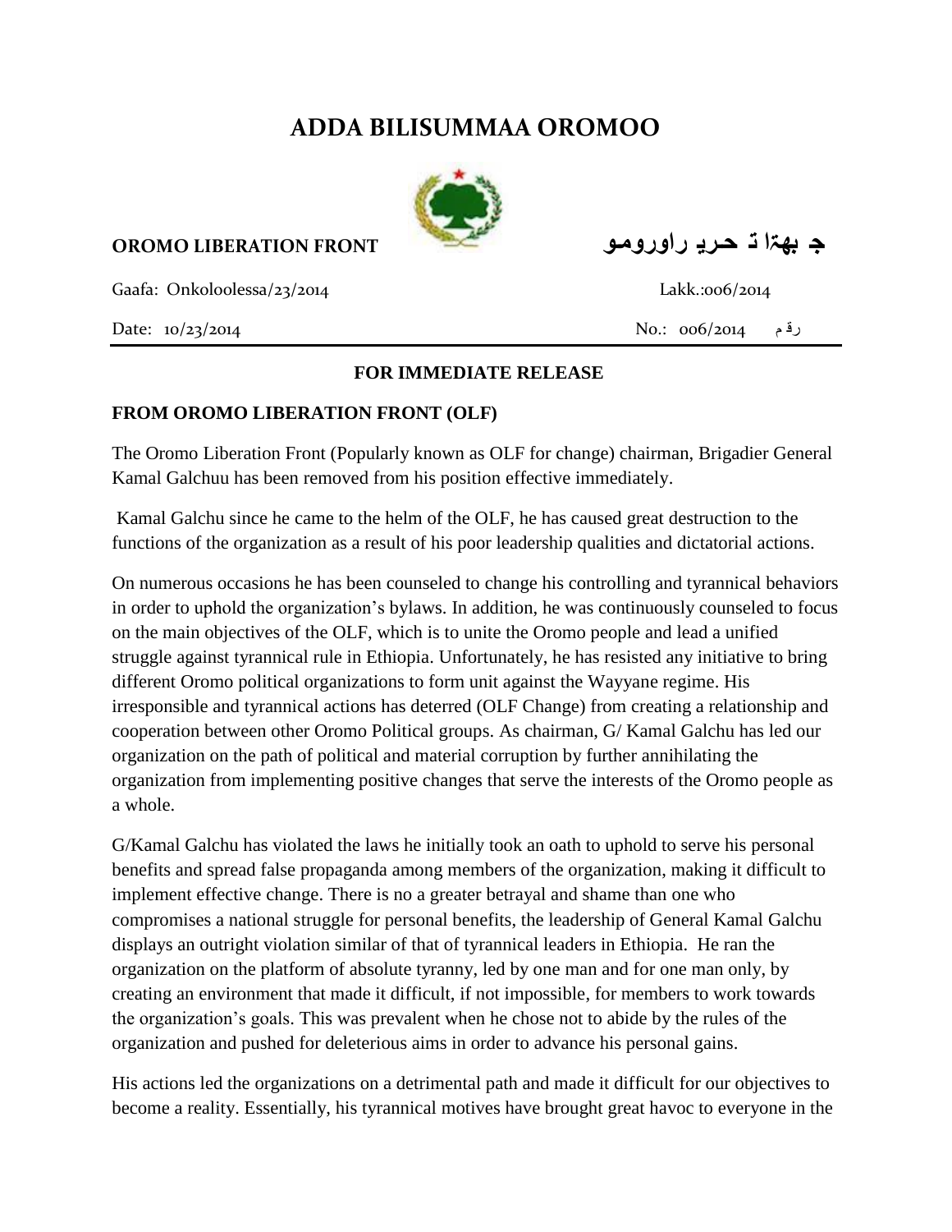# ADDA BILISUMMAA OROMOO

**OROMO LIBERATION FRONT** **جبهة تحرير اوروموا**

Gaafa: Onkoloolessa/23/2014 Lakk.:006/2014

Date: 10/23/2014 No.: 006/2014 رقم

---

**FOR IMMEDIATE RELEASE**

**FROM OROMO LIBERATION FRONT (OLF)**

The Oromo Liberation Front (Popularly known as OLF for change) chairman, Brigadier General Kamal Galchuu has been removed from his position effective immediately.

Kamal Galchu since he came to the helm of the OLF, he has caused great destruction to the functions of the organization as a result of his poor leadership qualities and dictatorial actions.

On numerous occasions he has been counseled to change his controlling and tyrannical behaviors in order to uphold the organization's bylaws. In addition, he was continuously counseled to focus on the main objectives of the OLF, which is to unite the Oromo people and lead a unified struggle against tyrannical rule in Ethiopia. Unfortunately, he has resisted any initiative to bring different Oromo political organizations to form unit against the Wayyane regime. His irresponsible and tyrannical actions has deterred (OLF Change) from creating a relationship and cooperation between other Oromo Political groups. As chairman, G/ Kamal Galchu has led our organization on the path of political and material corruption by further annihilating the organization from implementing positive changes that serve the interests of the Oromo people as a whole.

G/Kamal Galchu has violated the laws he initially took an oath to uphold to serve his personal benefits and spread false propaganda among members of the organization, making it difficult to implement effective change. There is no a greater betrayal and shame than one who compromises a national struggle for personal benefits, the leadership of General Kamal Galchu displays an outright violation similar of that of tyrannical leaders in Ethiopia. He ran the organization on the platform of absolute tyranny, led by one man and for one man only, by creating an environment that made it difficult, if not impossible, for members to work towards the organization's goals. This was prevalent when he chose not to abide by the rules of the organization and pushed for deleterious aims in order to advance his personal gains.

His actions led the organizations on a detrimental path and made it difficult for our objectives to become a reality. Essentially, his tyrannical motives have brought great havoc to everyone in the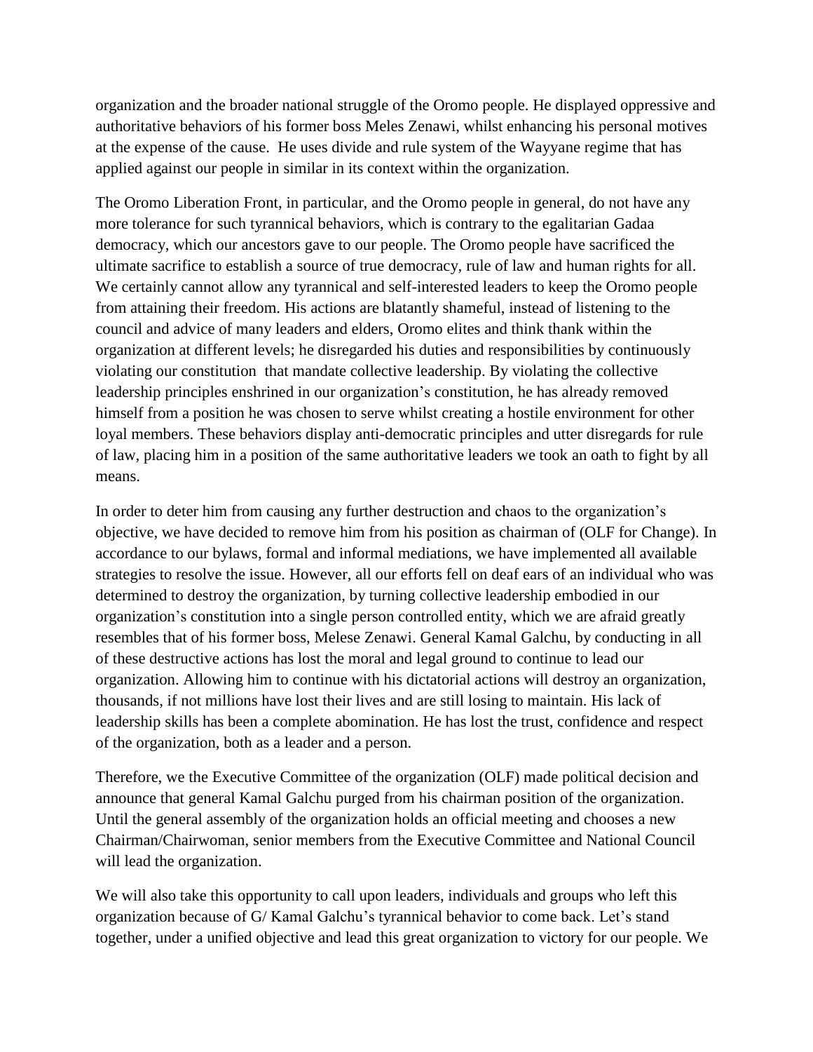organization and the broader national struggle of the Oromo people. He displayed oppressive and authoritative behaviors of his former boss Meles Zenawi, whilst enhancing his personal motives at the expense of the cause. He uses divide and rule system of the Wayyane regime that has applied against our people in similar in its context within the organization.

The Oromo Liberation Front, in particular, and the Oromo people in general, do not have any more tolerance for such tyrannical behaviors, which is contrary to the egalitarian Gadaa democracy, which our ancestors gave to our people. The Oromo people have sacrificed the ultimate sacrifice to establish a source of true democracy, rule of law and human rights for all. We certainly cannot allow any tyrannical and self-interested leaders to keep the Oromo people from attaining their freedom. His actions are blatantly shameful, instead of listening to the council and advice of many leaders and elders, Oromo elites and think thank within the organization at different levels; he disregarded his duties and responsibilities by continuously violating our constitution that mandate collective leadership. By violating the collective leadership principles enshrined in our organization's constitution, he has already removed himself from a position he was chosen to serve whilst creating a hostile environment for other loyal members. These behaviors display anti-democratic principles and utter disregards for rule of law, placing him in a position of the same authoritative leaders we took an oath to fight by all means.

In order to deter him from causing any further destruction and chaos to the organization's objective, we have decided to remove him from his position as chairman of (OLF for Change). In accordance to our bylaws, formal and informal mediations, we have implemented all available strategies to resolve the issue. However, all our efforts fell on deaf ears of an individual who was determined to destroy the organization, by turning collective leadership embodied in our organization's constitution into a single person controlled entity, which we are afraid greatly resembles that of his former boss, Melese Zenawi. General Kamal Galchu, by conducting in all of these destructive actions has lost the moral and legal ground to continue to lead our organization. Allowing him to continue with his dictatorial actions will destroy an organization, thousands, if not millions have lost their lives and are still losing to maintain. His lack of leadership skills has been a complete abomination. He has lost the trust, confidence and respect of the organization, both as a leader and a person.

Therefore, we the Executive Committee of the organization (OLF) made political decision and announce that general Kamal Galchu purged from his chairman position of the organization. Until the general assembly of the organization holds an official meeting and chooses a new Chairman/Chairwoman, senior members from the Executive Committee and National Council will lead the organization.

We will also take this opportunity to call upon leaders, individuals and groups who left this organization because of G/ Kamal Galchu's tyrannical behavior to come back. Let's stand together, under a unified objective and lead this great organization to victory for our people. We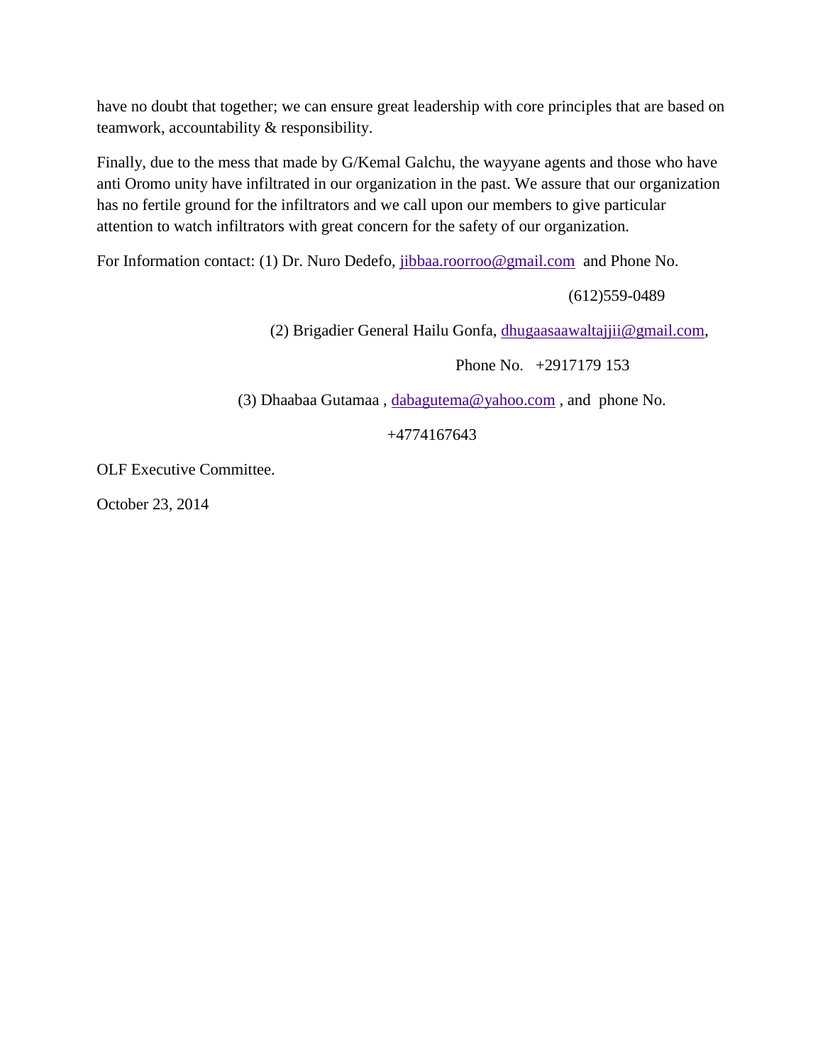have no doubt that together; we can ensure great leadership with core principles that are based on teamwork, accountability & responsibility.

Finally, due to the mess that made by G/Kemal Galchu, the wayyane agents and those who have anti Oromo unity have infiltrated in our organization in the past. We assure that our organization has no fertile ground for the infiltrators and we call upon our members to give particular attention to watch infiltrators with great concern for the safety of our organization.

For Information contact: (1) Dr. Nuro Dedefo, jibbaa.roorroo@gmail.com and Phone No. (612)559-0489

(2) Brigadier General Hailu Gonfa, dhugaasaawaltajjii@gmail.com, Phone No. +2917179 153

(3) Dhaabaa Gutamaa , dabagutema@yahoo.com , and phone No. +4774167643

OLF Executive Committee.

October 23, 2014